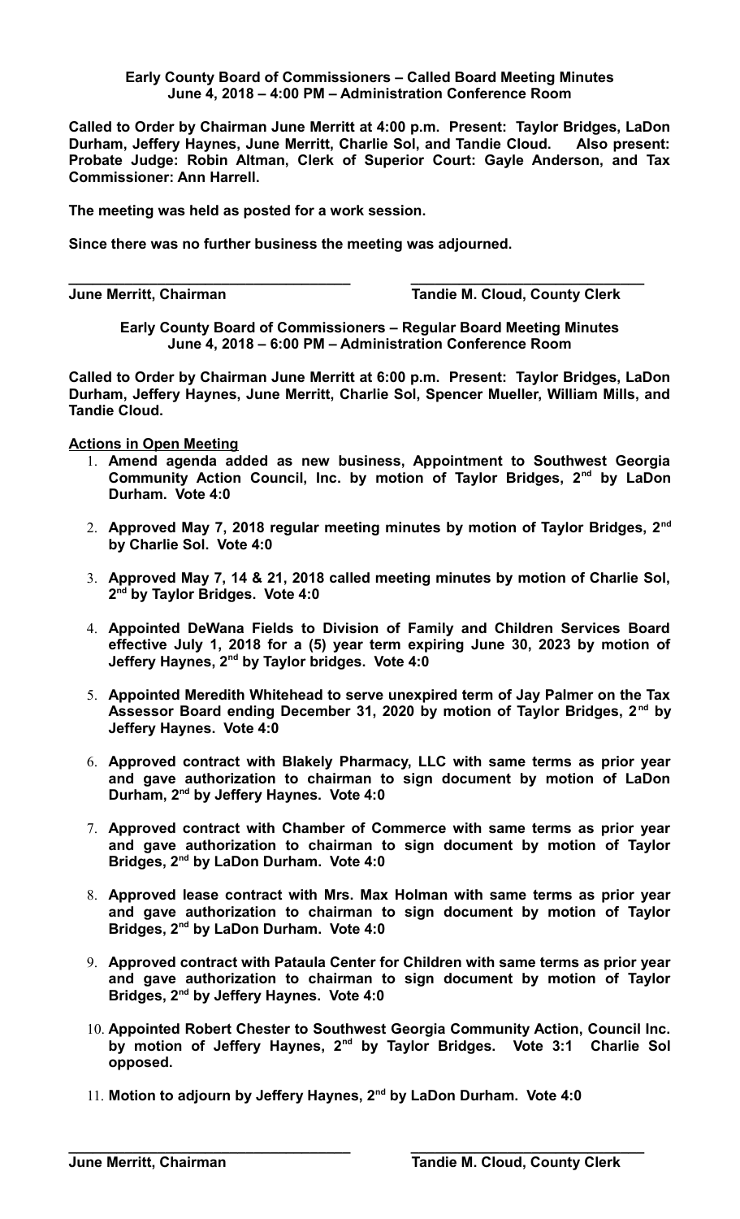**Early County Board of Commissioners – Called Board Meeting Minutes**
**June 4, 2018 – 4:00 PM – Administration Conference Room**

**Called to Order by Chairman June Merritt at 4:00 p.m. Present: Taylor Bridges, LaDon Durham, Jeffery Haynes, June Merritt, Charlie Sol, and Tandie Cloud. Also present: Probate Judge: Robin Altman, Clerk of Superior Court: Gayle Anderson, and Tax Commissioner: Ann Harrell.**

**The meeting was held as posted for a work session.**

**Since there was no further business the meeting was adjourned.**

**\_\_\_\_\_\_\_\_\_\_\_\_\_\_\_\_\_\_\_\_\_\_\_\_\_\_\_\_\_\_\_\_\_\_\_\_ \_\_\_\_\_\_\_\_\_\_\_\_\_\_\_\_\_\_\_\_\_\_\_\_\_\_\_\_\_\_**
**June Merritt, Chairman Tandie M. Cloud, County Clerk**

**Early County Board of Commissioners – Regular Board Meeting Minutes**
**June 4, 2018 – 6:00 PM – Administration Conference Room**

**Called to Order by Chairman June Merritt at 6:00 p.m. Present: Taylor Bridges, LaDon Durham, Jeffery Haynes, June Merritt, Charlie Sol, Spencer Mueller, William Mills, and Tandie Cloud.**

**Actions in Open Meeting**

1. **Amend agenda added as new business, Appointment to Southwest Georgia Community Action Council, Inc. by motion of Taylor Bridges, 2nd by LaDon Durham. Vote 4:0**
2. **Approved May 7, 2018 regular meeting minutes by motion of Taylor Bridges, 2nd by Charlie Sol. Vote 4:0**
3. **Approved May 7, 14 & 21, 2018 called meeting minutes by motion of Charlie Sol, 2nd by Taylor Bridges. Vote 4:0**
4. **Appointed DeWana Fields to Division of Family and Children Services Board effective July 1, 2018 for a (5) year term expiring June 30, 2023 by motion of Jeffery Haynes, 2nd by Taylor bridges. Vote 4:0**
5. **Appointed Meredith Whitehead to serve unexpired term of Jay Palmer on the Tax Assessor Board ending December 31, 2020 by motion of Taylor Bridges, 2nd by Jeffery Haynes. Vote 4:0**
6. **Approved contract with Blakely Pharmacy, LLC with same terms as prior year and gave authorization to chairman to sign document by motion of LaDon Durham, 2nd by Jeffery Haynes. Vote 4:0**
7. **Approved contract with Chamber of Commerce with same terms as prior year and gave authorization to chairman to sign document by motion of Taylor Bridges, 2nd by LaDon Durham. Vote 4:0**
8. **Approved lease contract with Mrs. Max Holman with same terms as prior year and gave authorization to chairman to sign document by motion of Taylor Bridges, 2nd by LaDon Durham. Vote 4:0**
9. **Approved contract with Pataula Center for Children with same terms as prior year and gave authorization to chairman to sign document by motion of Taylor Bridges, 2nd by Jeffery Haynes. Vote 4:0**
10. **Appointed Robert Chester to Southwest Georgia Community Action, Council Inc. by motion of Jeffery Haynes, 2nd by Taylor Bridges. Vote 3:1 Charlie Sol opposed.**
11. **Motion to adjourn by Jeffery Haynes, 2nd by LaDon Durham. Vote 4:0**

**\_\_\_\_\_\_\_\_\_\_\_\_\_\_\_\_\_\_\_\_\_\_\_\_\_\_\_\_\_\_\_\_\_\_\_\_ \_\_\_\_\_\_\_\_\_\_\_\_\_\_\_\_\_\_\_\_\_\_\_\_\_\_\_\_\_\_**
**June Merritt, Chairman Tandie M. Cloud, County Clerk**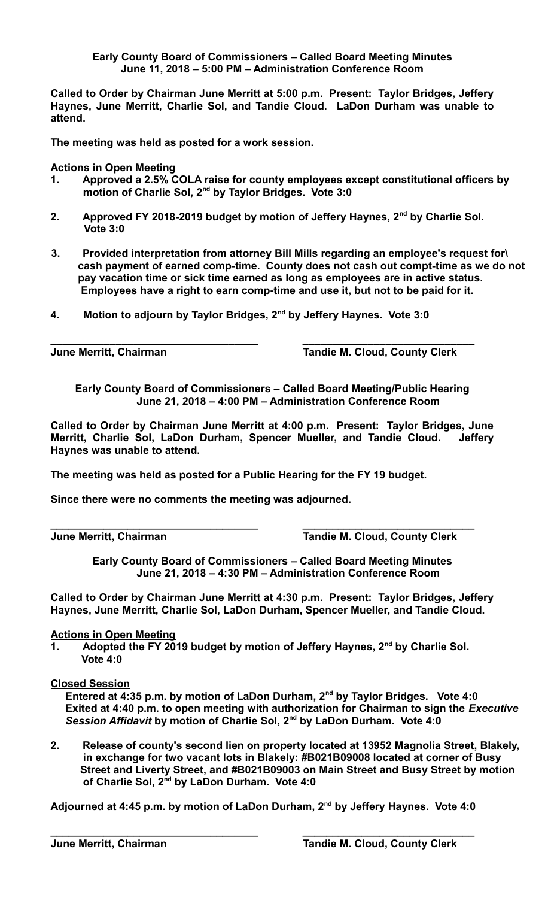**Early County Board of Commissioners – Called Board Meeting Minutes**
**June 11, 2018 – 5:00 PM – Administration Conference Room**

**Called to Order by Chairman June Merritt at 5:00 p.m. Present: Taylor Bridges, Jeffery Haynes, June Merritt, Charlie Sol, and Tandie Cloud. LaDon Durham was unable to attend.**

**The meeting was held as posted for a work session.**

**Actions in Open Meeting**

1. **Approved a 2.5% COLA raise for county employees except constitutional officers by motion of Charlie Sol, 2nd by Taylor Bridges. Vote 3:0**

2. **Approved FY 2018-2019 budget by motion of Jeffery Haynes, 2nd by Charlie Sol. Vote 3:0**

3. **Provided interpretation from attorney Bill Mills regarding an employee's request for\ cash payment of earned comp-time. County does not cash out compt-time as we do not pay vacation time or sick time earned as long as employees are in active status. Employees have a right to earn comp-time and use it, but not to be paid for it.**

4. **Motion to adjourn by Taylor Bridges, 2nd by Jeffery Haynes. Vote 3:0**

\_\_\_\_\_\_\_\_\_\_\_\_\_\_\_\_\_\_\_\_\_\_\_\_\_\_\_\_\_\_\_\_\_\_\_\_ \_\_\_\_\_\_\_\_\_\_\_\_\_\_\_\_\_\_\_\_\_\_\_\_\_\_\_\_\_\_

**June Merritt, Chairman** **Tandie M. Cloud, County Clerk**

**Early County Board of Commissioners – Called Board Meeting/Public Hearing**
**June 21, 2018 – 4:00 PM – Administration Conference Room**

**Called to Order by Chairman June Merritt at 4:00 p.m. Present: Taylor Bridges, June Merritt, Charlie Sol, LaDon Durham, Spencer Mueller, and Tandie Cloud. Jeffery Haynes was unable to attend.**

**The meeting was held as posted for a Public Hearing for the FY 19 budget.**

**Since there were no comments the meeting was adjourned.**

\_\_\_\_\_\_\_\_\_\_\_\_\_\_\_\_\_\_\_\_\_\_\_\_\_\_\_\_\_\_\_\_\_\_\_\_ \_\_\_\_\_\_\_\_\_\_\_\_\_\_\_\_\_\_\_\_\_\_\_\_\_\_\_\_\_\_

**June Merritt, Chairman** **Tandie M. Cloud, County Clerk**

**Early County Board of Commissioners – Called Board Meeting Minutes**
**June 21, 2018 – 4:30 PM – Administration Conference Room**

**Called to Order by Chairman June Merritt at 4:30 p.m. Present: Taylor Bridges, Jeffery Haynes, June Merritt, Charlie Sol, LaDon Durham, Spencer Mueller, and Tandie Cloud.**

**Actions in Open Meeting**

1. **Adopted the FY 2019 budget by motion of Jeffery Haynes, 2nd by Charlie Sol. Vote 4:0**

**Closed Session**

**Entered at 4:35 p.m. by motion of LaDon Durham, 2nd by Taylor Bridges. Vote 4:0**
**Exited at 4:40 p.m. to open meeting with authorization for Chairman to sign the *Executive Session Affidavit* by motion of Charlie Sol, 2nd by LaDon Durham. Vote 4:0**

2. **Release of county's second lien on property located at 13952 Magnolia Street, Blakely, in exchange for two vacant lots in Blakely: #B021B09008 located at corner of Busy Street and Liverty Street, and #B021B09003 on Main Street and Busy Street by motion of Charlie Sol, 2nd by LaDon Durham. Vote 4:0**

**Adjourned at 4:45 p.m. by motion of LaDon Durham, 2nd by Jeffery Haynes. Vote 4:0**

\_\_\_\_\_\_\_\_\_\_\_\_\_\_\_\_\_\_\_\_\_\_\_\_\_\_\_\_\_\_\_\_\_\_\_\_ \_\_\_\_\_\_\_\_\_\_\_\_\_\_\_\_\_\_\_\_\_\_\_\_\_\_\_\_\_\_

**June Merritt, Chairman** **Tandie M. Cloud, County Clerk**